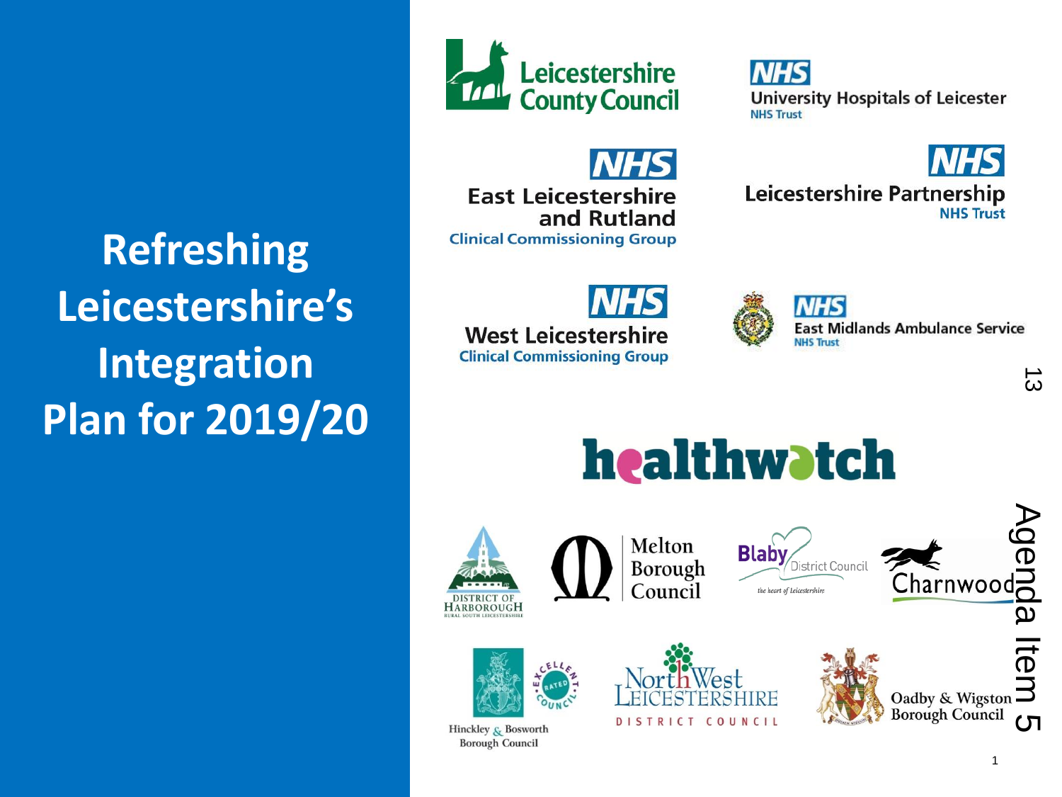# Refreshing Leicestershire's Integration Plan for 2019/20

Leicestershire County Council

NHS University Hospitals of Leicester NHS Trust

NHS East Leicestershire and Rutland Clinical Commissioning Group

NHS Leicestershire Partnership NHS Trust

NHS West Leicestershire Clinical Commissioning Group

NHS East Midlands Ambulance Service NHS Trust

healthwatch

District of Harborough

Melton Borough Council

Blaby District Council

Charnwood

Hinckley & Bosworth Borough Council

North West Leicestershire District Council

Oadby & Wigston Borough Council

Agenda Item 5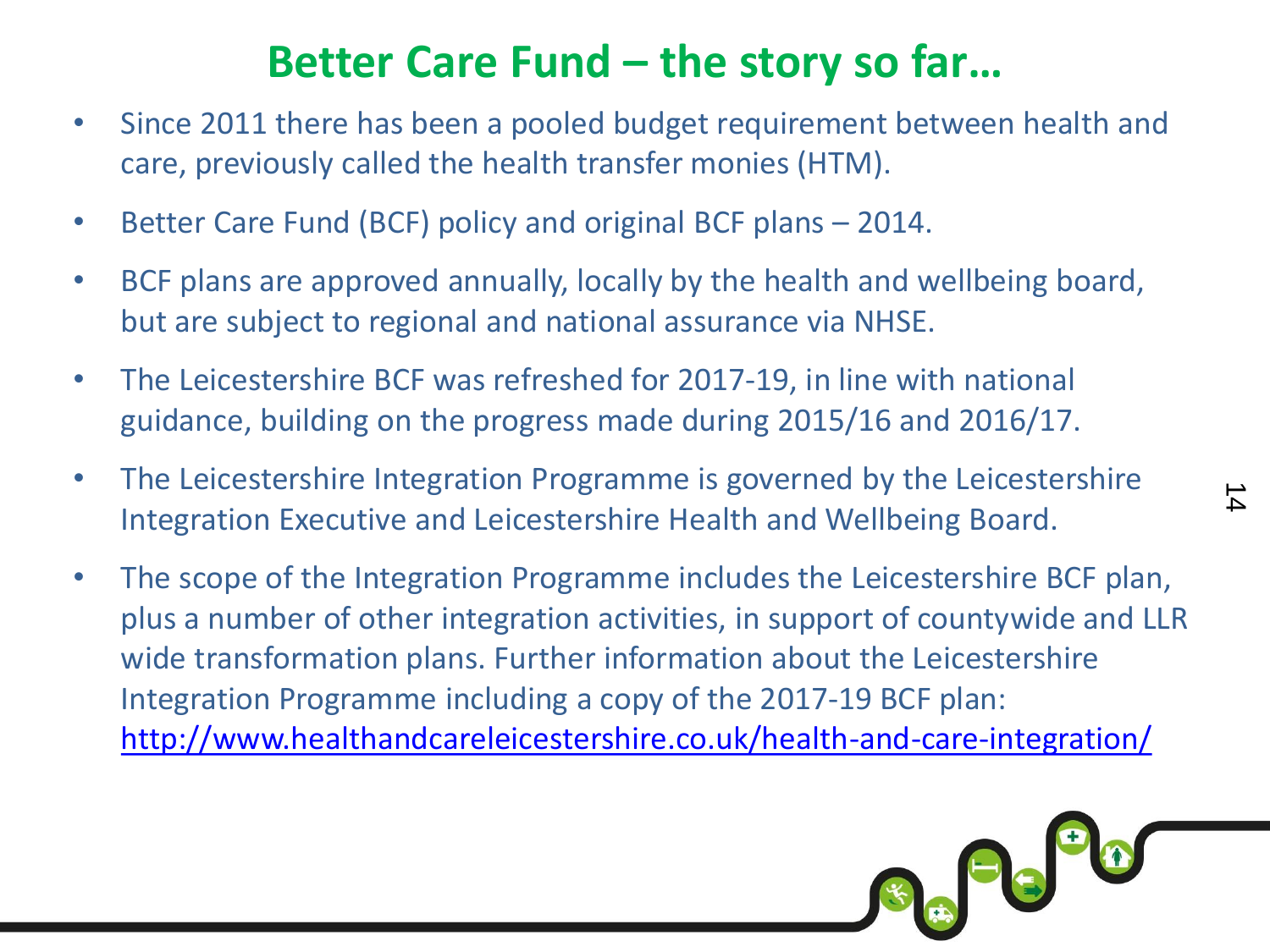# Better Care Fund – the story so far…

- Since 2011 there has been a pooled budget requirement between health and care, previously called the health transfer monies (HTM).
- Better Care Fund (BCF) policy and original BCF plans – 2014.
- BCF plans are approved annually, locally by the health and wellbeing board, but are subject to regional and national assurance via NHSE.
- The Leicestershire BCF was refreshed for 2017-19, in line with national guidance, building on the progress made during 2015/16 and 2016/17.
- The Leicestershire Integration Programme is governed by the Leicestershire Integration Executive and Leicestershire Health and Wellbeing Board.
- The scope of the Integration Programme includes the Leicestershire BCF plan, plus a number of other integration activities, in support of countywide and LLR wide transformation plans. Further information about the Leicestershire Integration Programme including a copy of the 2017-19 BCF plan: [http://www.healthandcareleicestershire.co.uk/health-and-care-integration/](http://www.healthandcareleicestershire.co.uk/health-and-care-integration/)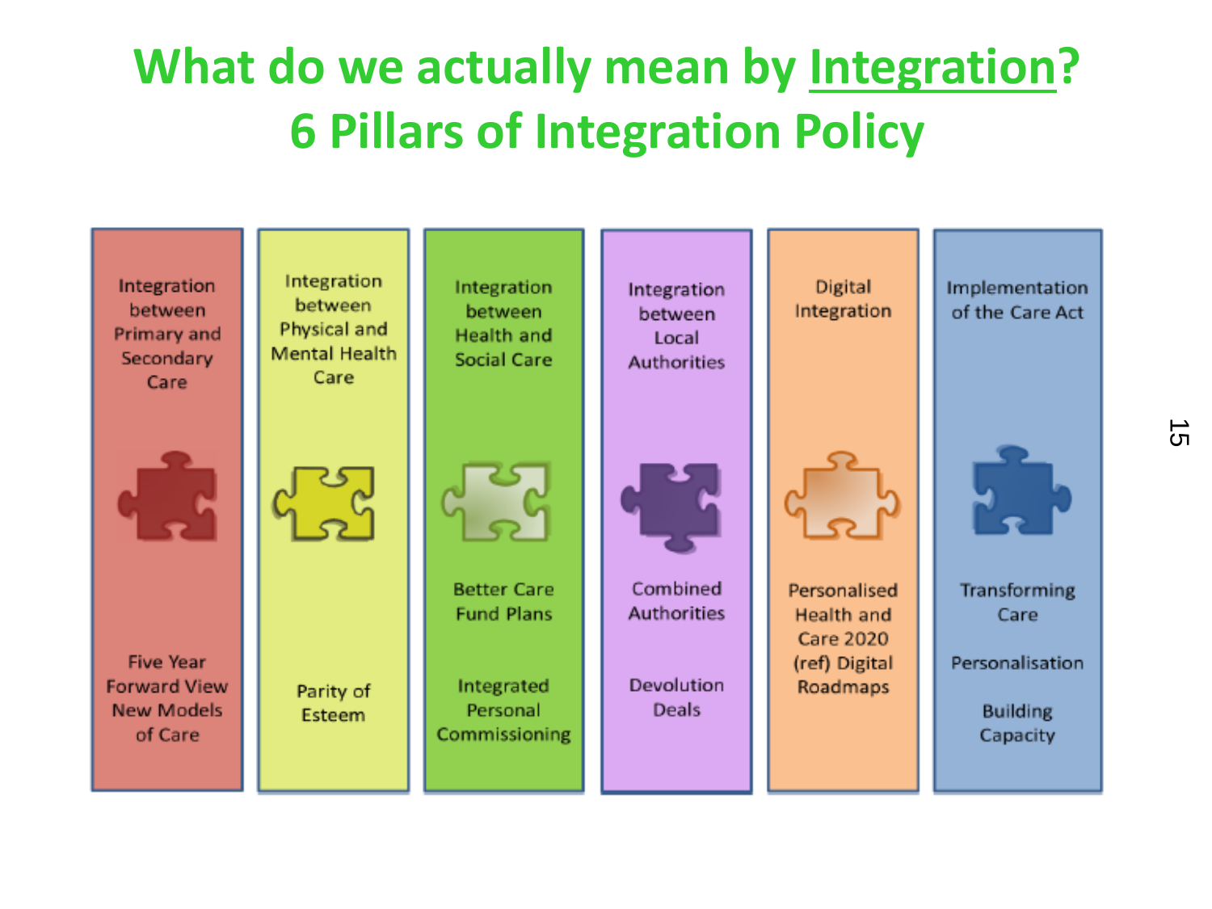# What do we actually mean by Integration? 6 Pillars of Integration Policy

| Integration between Primary and Secondary Care | Integration between Physical and Mental Health Care | Integration between Health and Social Care | Integration between Local Authorities | Digital Integration | Implementation of the Care Act |
|---|---|---|---|---|---|
| Five Year Forward View New Models of Care | Parity of Esteem | Better Care Fund Plans<br><br>Integrated Personal Commissioning | Combined Authorities<br><br>Devolution Deals | Personalised Health and Care 2020 (ref) Digital Roadmaps | Transforming Care<br><br>Personalisation<br><br>Building Capacity |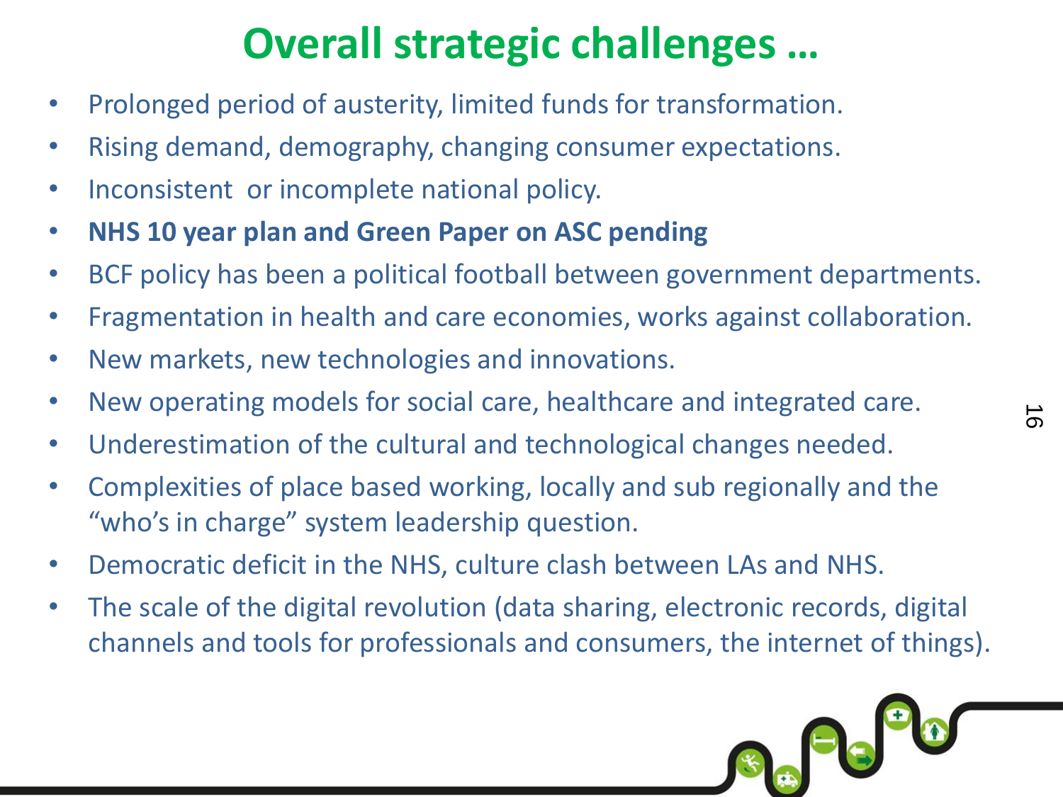# Overall strategic challenges …

- Prolonged period of austerity, limited funds for transformation.
- Rising demand, demography, changing consumer expectations.
- Inconsistent  or incomplete national policy.
- **NHS 10 year plan and Green Paper on ASC pending**
- BCF policy has been a political football between government departments.
- Fragmentation in health and care economies, works against collaboration.
- New markets, new technologies and innovations.
- New operating models for social care, healthcare and integrated care.
- Underestimation of the cultural and technological changes needed.
- Complexities of place based working, locally and sub regionally and the "who's in charge" system leadership question.
- Democratic deficit in the NHS, culture clash between LAs and NHS.
- The scale of the digital revolution (data sharing, electronic records, digital channels and tools for professionals and consumers, the internet of things).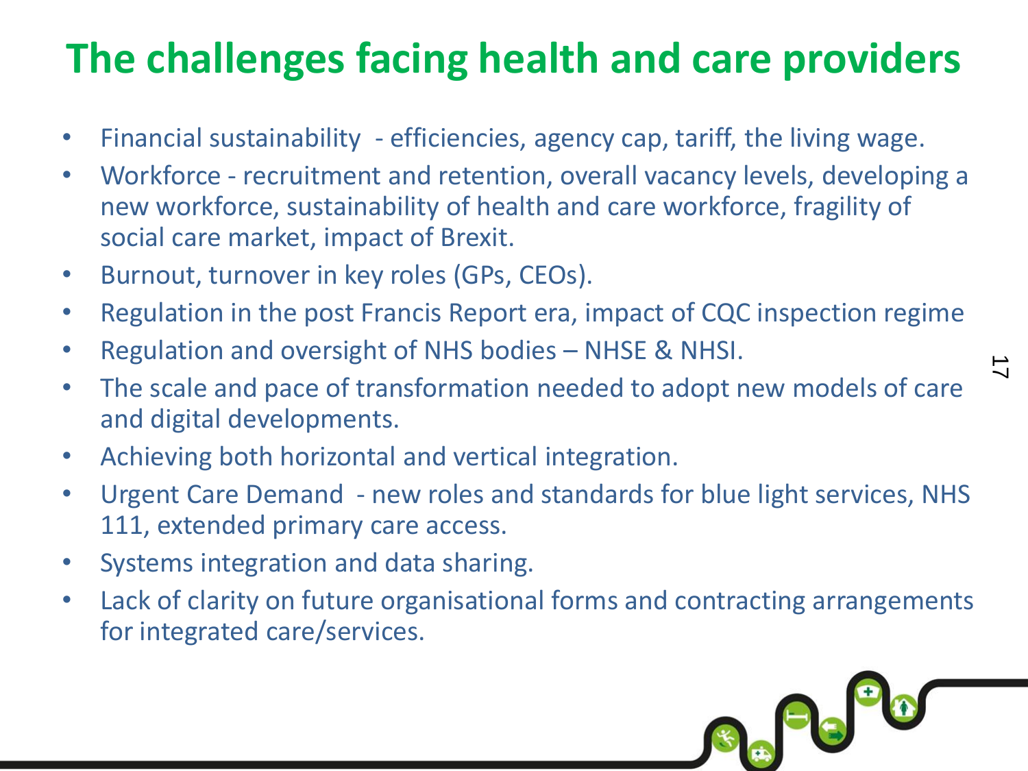# The challenges facing health and care providers

- Financial sustainability - efficiencies, agency cap, tariff, the living wage.
- Workforce - recruitment and retention, overall vacancy levels, developing a new workforce, sustainability of health and care workforce, fragility of social care market, impact of Brexit.
- Burnout, turnover in key roles (GPs, CEOs).
- Regulation in the post Francis Report era, impact of CQC inspection regime
- Regulation and oversight of NHS bodies – NHSE & NHSI.
- The scale and pace of transformation needed to adopt new models of care and digital developments.
- Achieving both horizontal and vertical integration.
- Urgent Care Demand - new roles and standards for blue light services, NHS 111, extended primary care access.
- Systems integration and data sharing.
- Lack of clarity on future organisational forms and contracting arrangements for integrated care/services.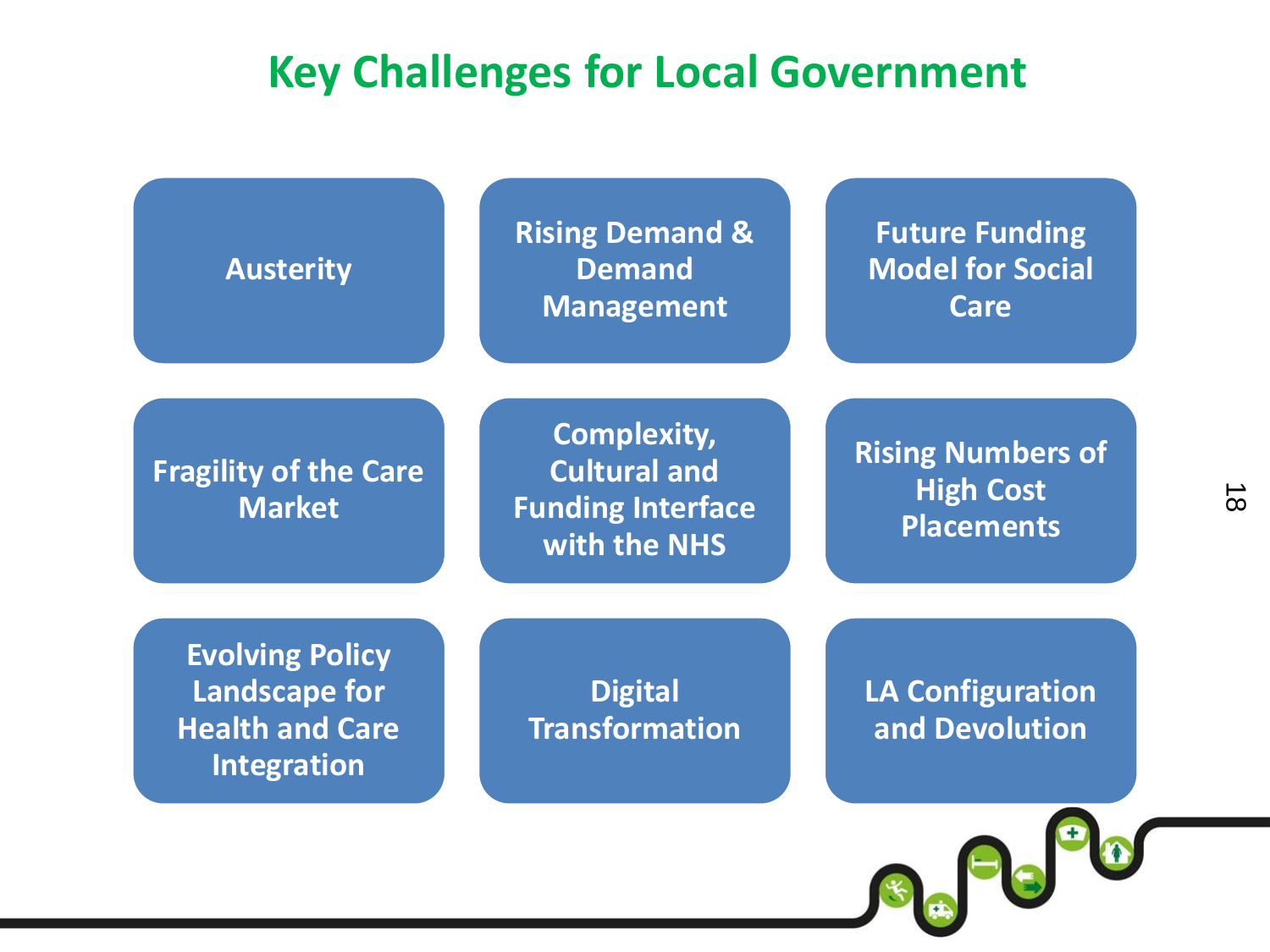# Key Challenges for Local Government

- Austerity
- Rising Demand & Demand Management
- Future Funding Model for Social Care
- Fragility of the Care Market
- Complexity, Cultural and Funding Interface with the NHS
- Rising Numbers of High Cost Placements
- Evolving Policy Landscape for Health and Care Integration
- Digital Transformation
- LA Configuration and Devolution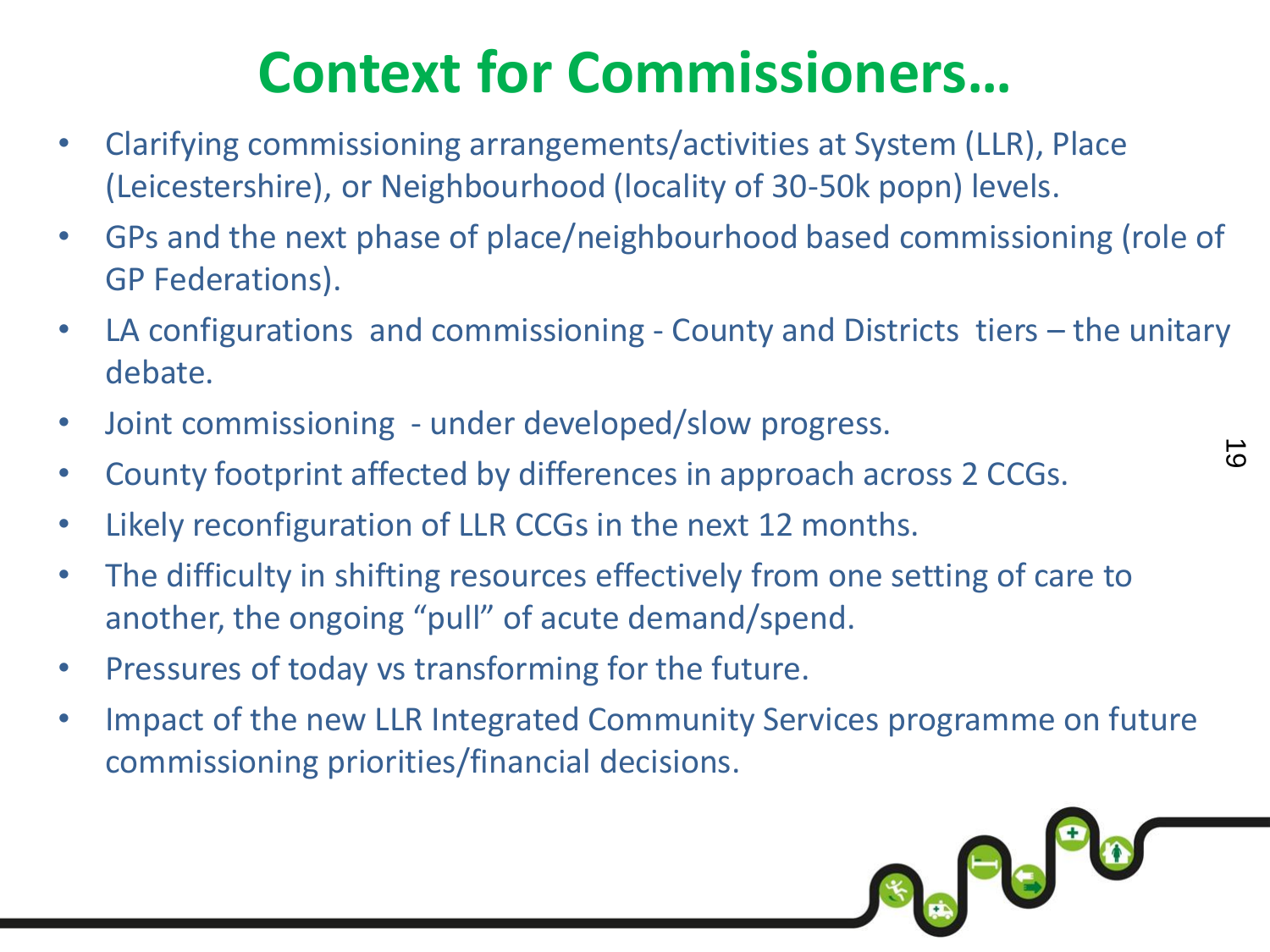# Context for Commissioners…

- Clarifying commissioning arrangements/activities at System (LLR), Place (Leicestershire), or Neighbourhood (locality of 30-50k popn) levels.
- GPs and the next phase of place/neighbourhood based commissioning (role of GP Federations).
- LA configurations and commissioning - County and Districts tiers – the unitary debate.
- Joint commissioning - under developed/slow progress.
- County footprint affected by differences in approach across 2 CCGs.
- Likely reconfiguration of LLR CCGs in the next 12 months.
- The difficulty in shifting resources effectively from one setting of care to another, the ongoing "pull" of acute demand/spend.
- Pressures of today vs transforming for the future.
- Impact of the new LLR Integrated Community Services programme on future commissioning priorities/financial decisions.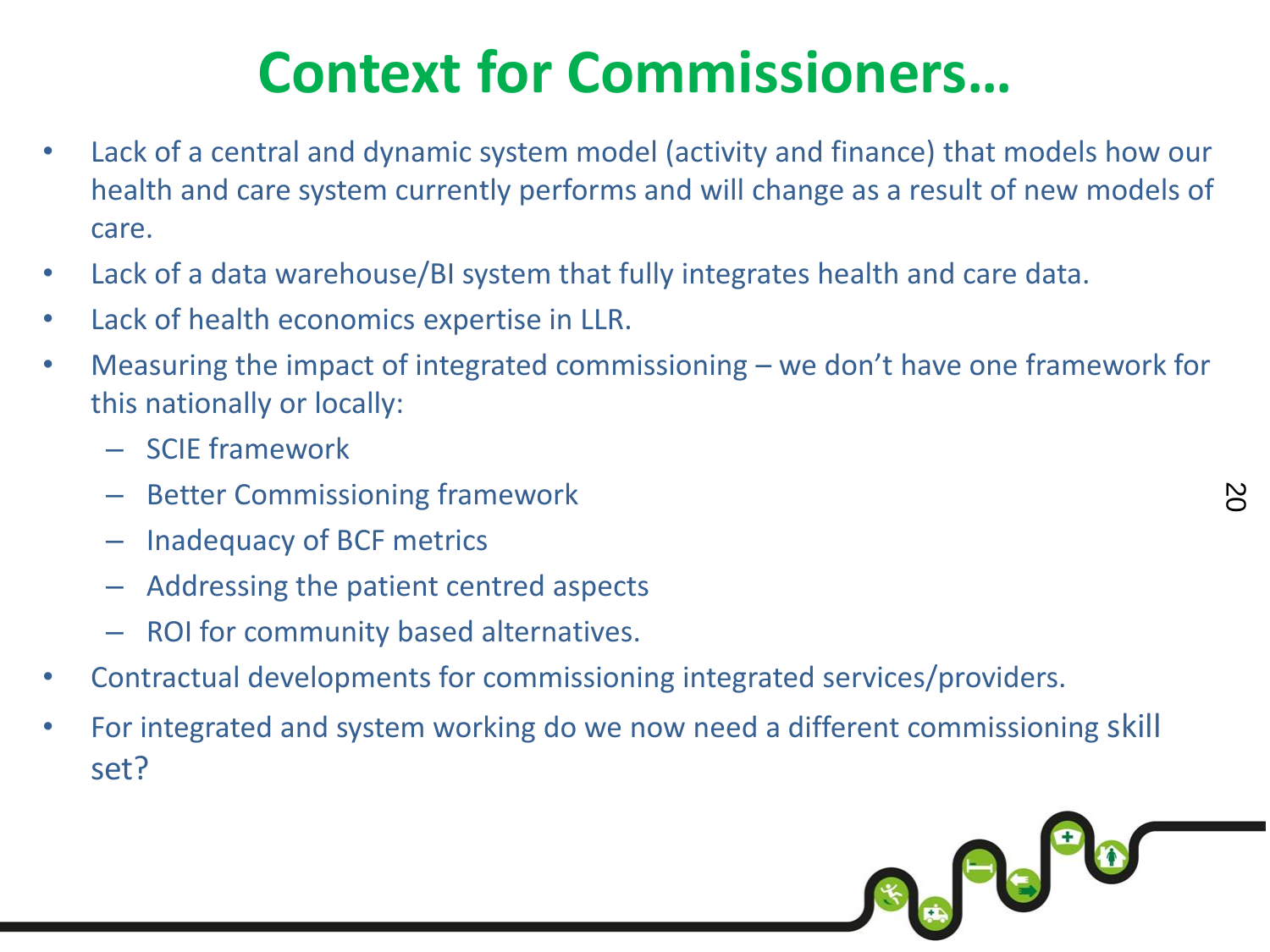# Context for Commissioners…

- Lack of a central and dynamic system model (activity and finance) that models how our health and care system currently performs and will change as a result of new models of care.
- Lack of a data warehouse/BI system that fully integrates health and care data.
- Lack of health economics expertise in LLR.
- Measuring the impact of integrated commissioning – we don't have one framework for this nationally or locally:
  - SCIE framework
  - Better Commissioning framework
  - Inadequacy of BCF metrics
  - Addressing the patient centred aspects
  - ROI for community based alternatives.
- Contractual developments for commissioning integrated services/providers.
- For integrated and system working do we now need a different commissioning skill set?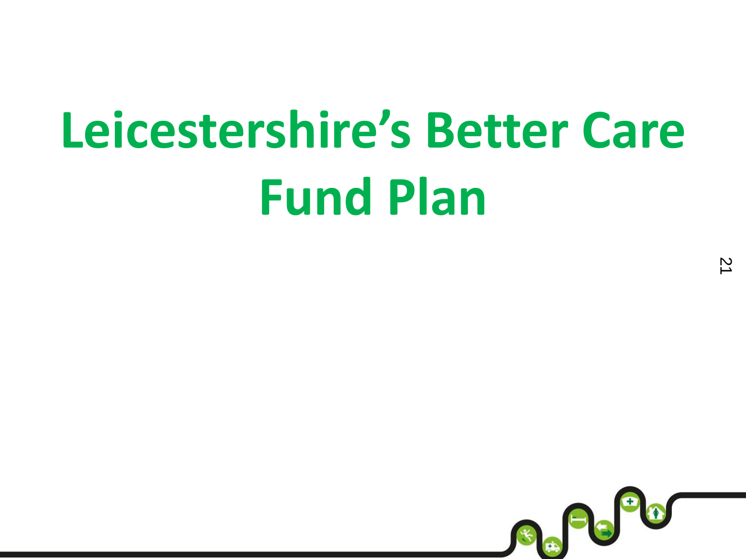# Leicestershire's Better Care Fund Plan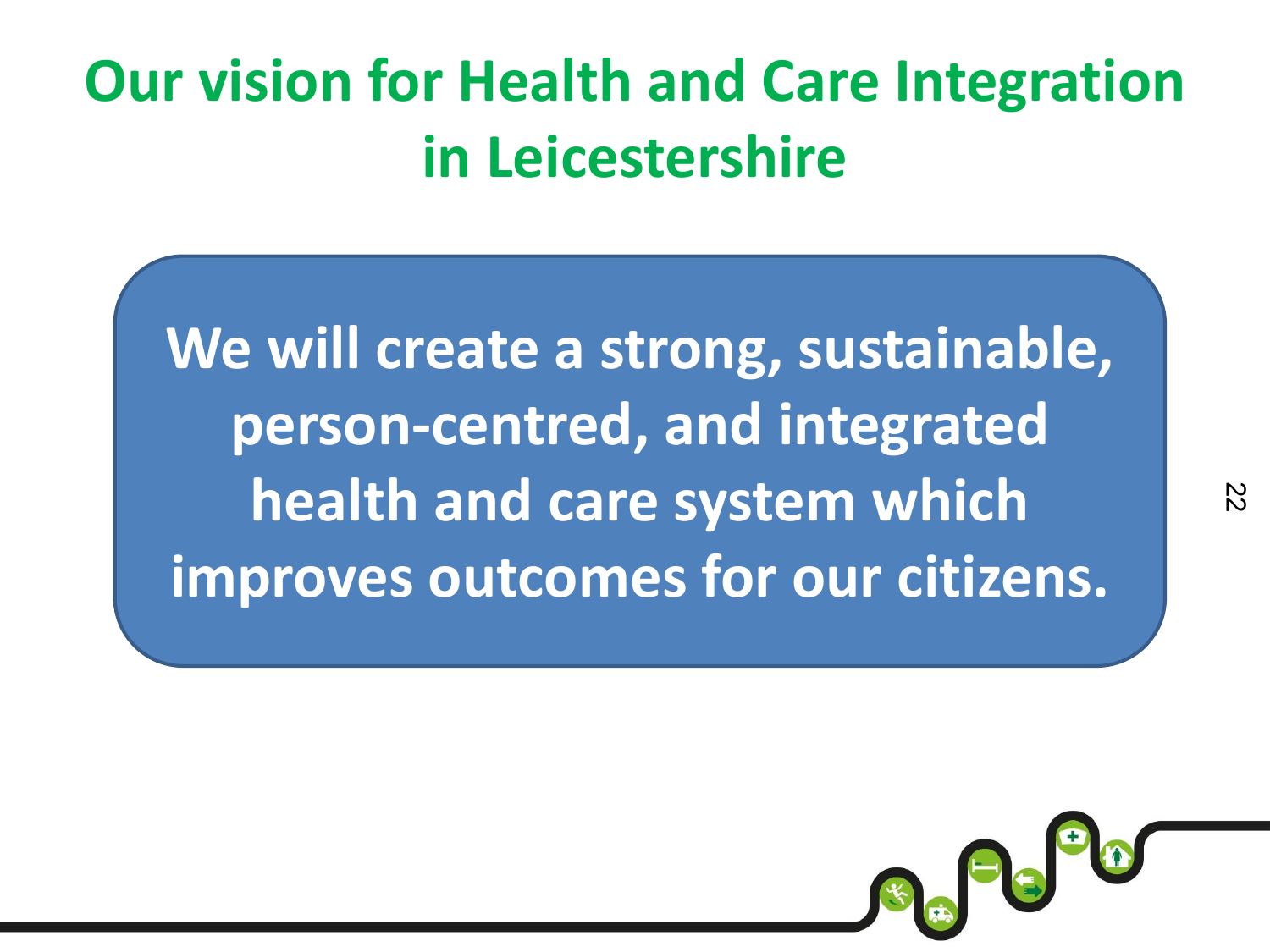# Our vision for Health and Care Integration in Leicestershire

**We will create a strong, sustainable, person-centred, and integrated health and care system which improves outcomes for our citizens.**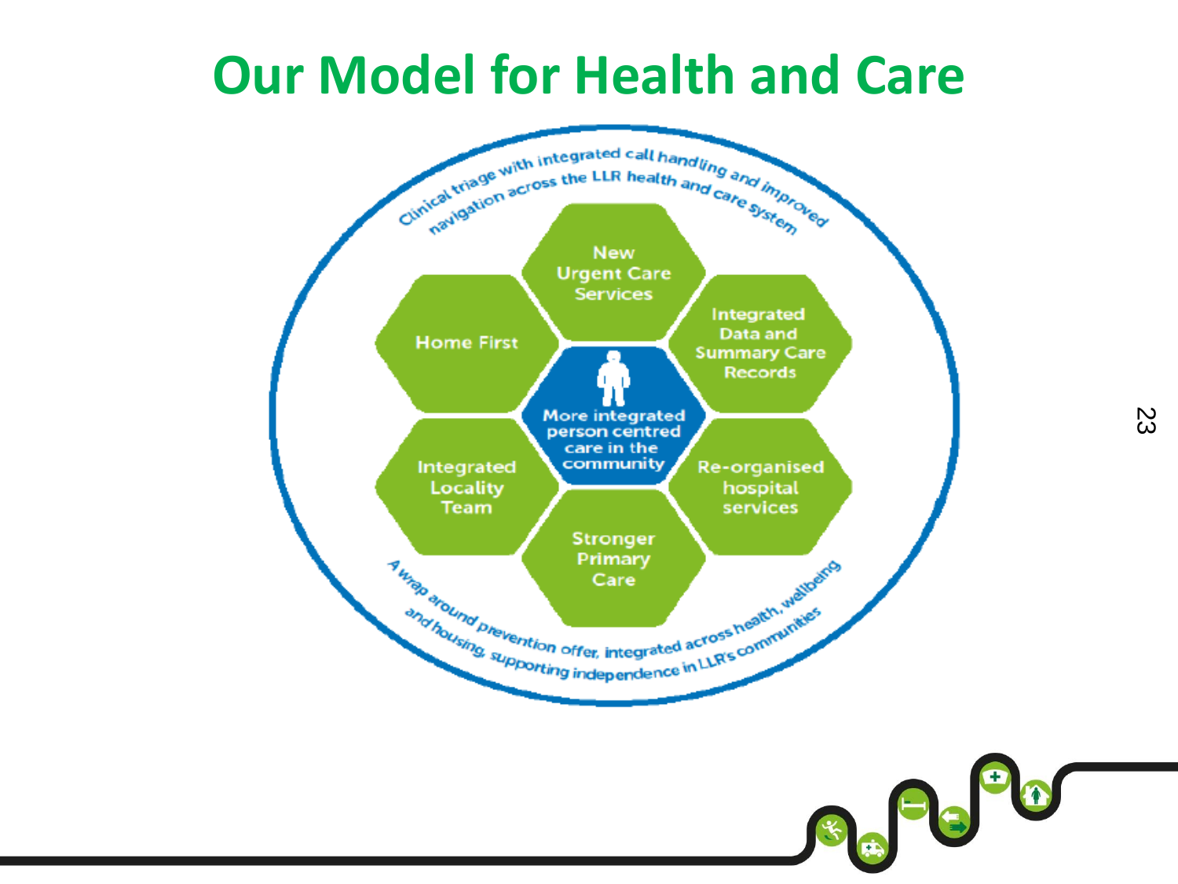# Our Model for Health and Care

Clinical triage with integrated call handling and improved navigation across the LLR health and care system

New Urgent Care Services

Integrated Data and Summary Care Records

Re-organised hospital services

Stronger Primary Care

Integrated Locality Team

Home First

More integrated person centred care in the community

A wrap around prevention offer, integrated across health, wellbeing and housing, supporting independence in LLR's communities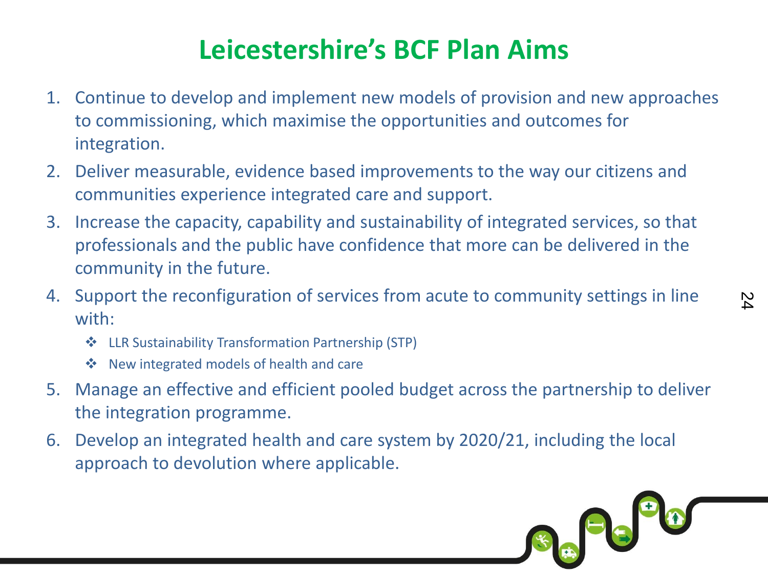# Leicestershire's BCF Plan Aims

1. Continue to develop and implement new models of provision and new approaches to commissioning, which maximise the opportunities and outcomes for integration.
2. Deliver measurable, evidence based improvements to the way our citizens and communities experience integrated care and support.
3. Increase the capacity, capability and sustainability of integrated services, so that professionals and the public have confidence that more can be delivered in the community in the future.
4. Support the reconfiguration of services from acute to community settings in line with:
   - LLR Sustainability Transformation Partnership (STP)
   - New integrated models of health and care
5. Manage an effective and efficient pooled budget across the partnership to deliver the integration programme.
6. Develop an integrated health and care system by 2020/21, including the local approach to devolution where applicable.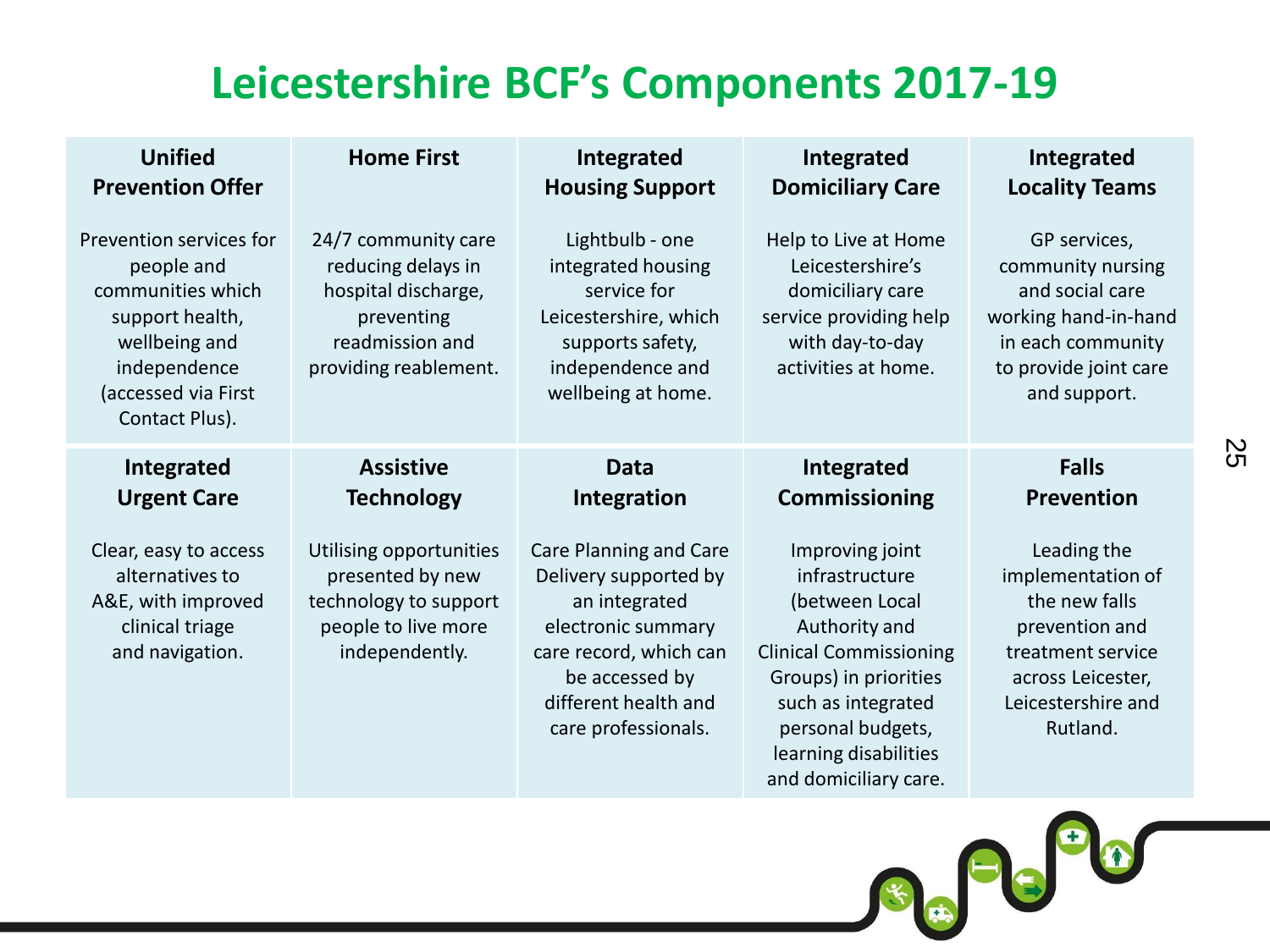# Leicestershire BCF's Components 2017-19

| Unified Prevention Offer | Home First | Integrated Housing Support | Integrated Domiciliary Care | Integrated Locality Teams |
|---|---|---|---|---|
| Prevention services for people and communities which support health, wellbeing and independence (accessed via First Contact Plus). | 24/7 community care reducing delays in hospital discharge, preventing readmission and providing reablement. | Lightbulb - one integrated housing service for Leicestershire, which supports safety, independence and wellbeing at home. | Help to Live at Home Leicestershire's domiciliary care service providing help with day-to-day activities at home. | GP services, community nursing and social care working hand-in-hand in each community to provide joint care and support. |
| **Integrated Urgent Care** | **Assistive Technology** | **Data Integration** | **Integrated Commissioning** | **Falls Prevention** |
| Clear, easy to access alternatives to A&E, with improved clinical triage and navigation. | Utilising opportunities presented by new technology to support people to live more independently. | Care Planning and Care Delivery supported by an integrated electronic summary care record, which can be accessed by different health and care professionals. | Improving joint infrastructure (between Local Authority and Clinical Commissioning Groups) in priorities such as integrated personal budgets, learning disabilities and domiciliary care. | Leading the implementation of the new falls prevention and treatment service across Leicester, Leicestershire and Rutland. |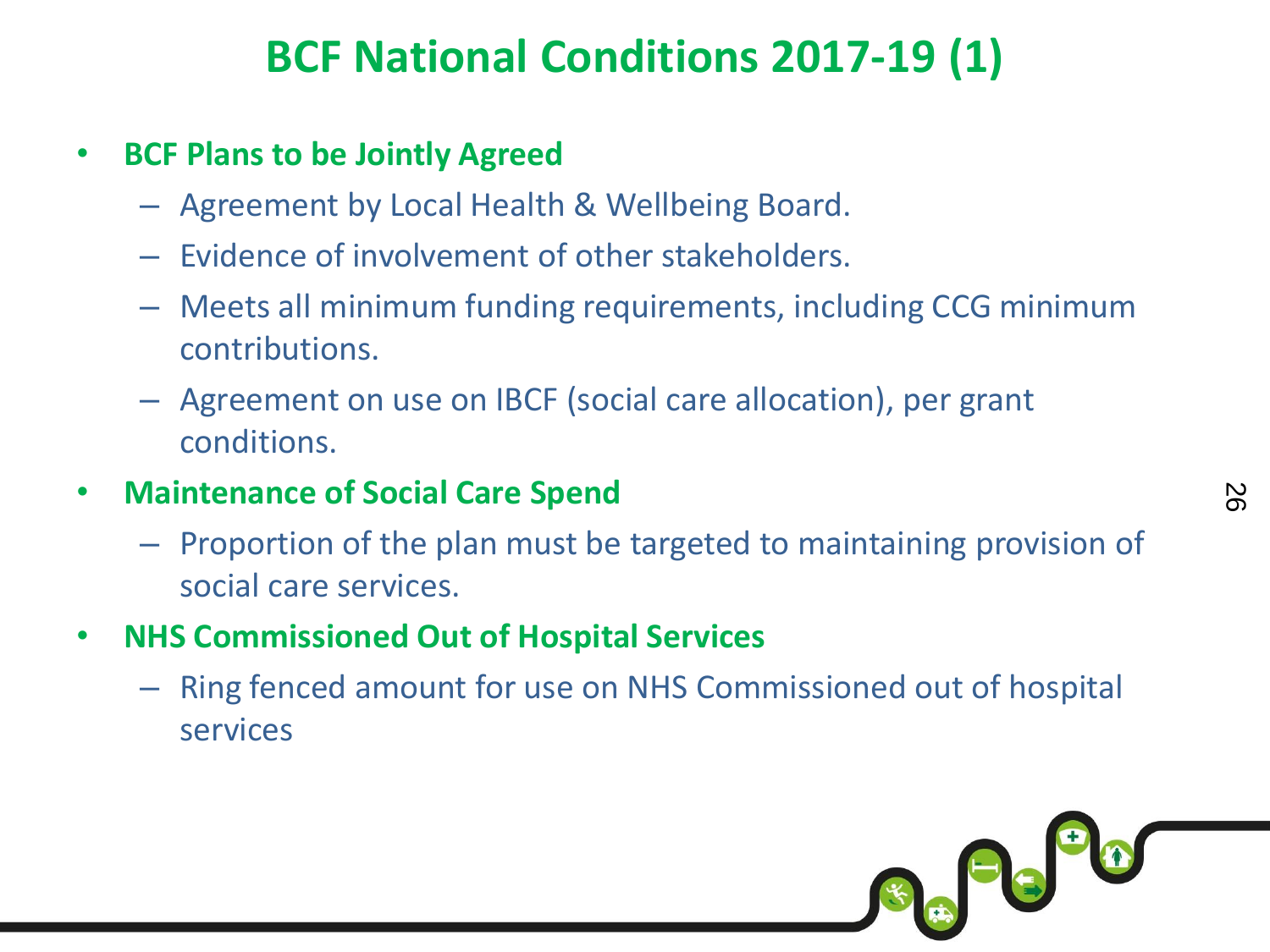# BCF National Conditions 2017-19 (1)

- **BCF Plans to be Jointly Agreed**
  - Agreement by Local Health & Wellbeing Board.
  - Evidence of involvement of other stakeholders.
  - Meets all minimum funding requirements, including CCG minimum contributions.
  - Agreement on use on IBCF (social care allocation), per grant conditions.
- **Maintenance of Social Care Spend**
  - Proportion of the plan must be targeted to maintaining provision of social care services.
- **NHS Commissioned Out of Hospital Services**
  - Ring fenced amount for use on NHS Commissioned out of hospital services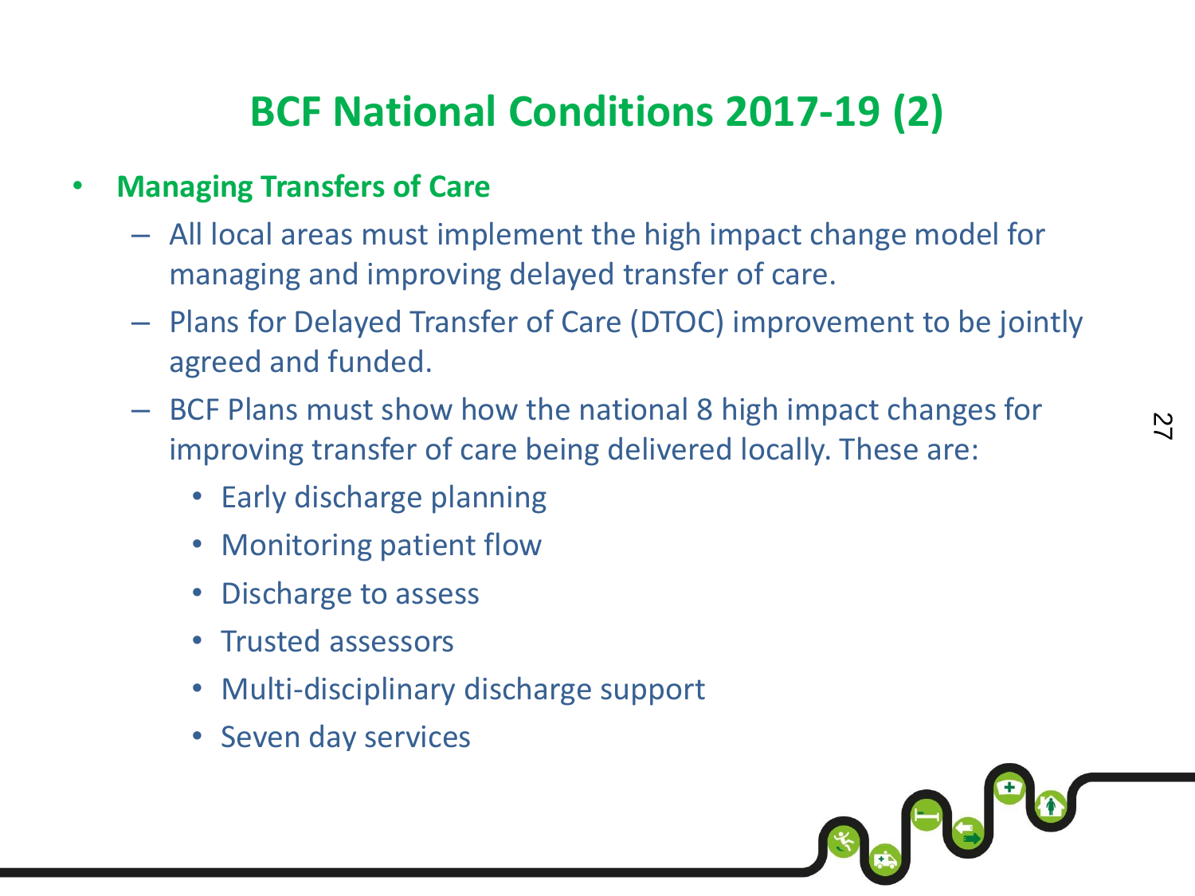# BCF National Conditions 2017-19 (2)

- **Managing Transfers of Care**
  - All local areas must implement the high impact change model for managing and improving delayed transfer of care.
  - Plans for Delayed Transfer of Care (DTOC) improvement to be jointly agreed and funded.
  - BCF Plans must show how the national 8 high impact changes for improving transfer of care being delivered locally. These are:
    - Early discharge planning
    - Monitoring patient flow
    - Discharge to assess
    - Trusted assessors
    - Multi-disciplinary discharge support
    - Seven day services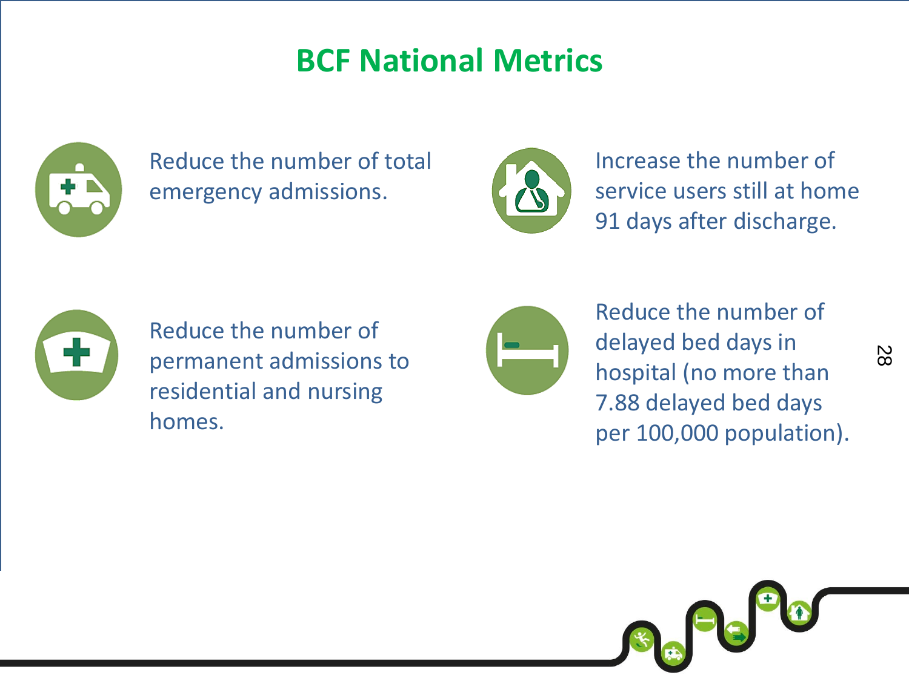# BCF National Metrics

- Reduce the number of total emergency admissions.
- Increase the number of service users still at home 91 days after discharge.
- Reduce the number of permanent admissions to residential and nursing homes.
- Reduce the number of delayed bed days in hospital (no more than 7.88 delayed bed days per 100,000 population).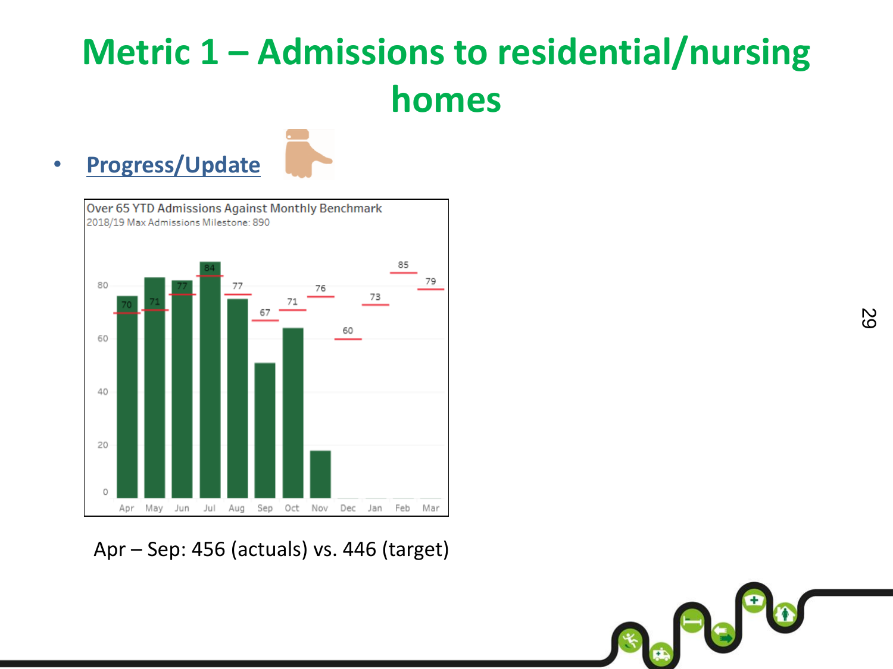# Metric 1 – Admissions to residential/nursing homes

- **Progress/Update**

Over 65 YTD Admissions Against Monthly Benchmark
2018/19 Max Admissions Milestone: 890

Apr – Sep: 456 (actuals) vs. 446 (target)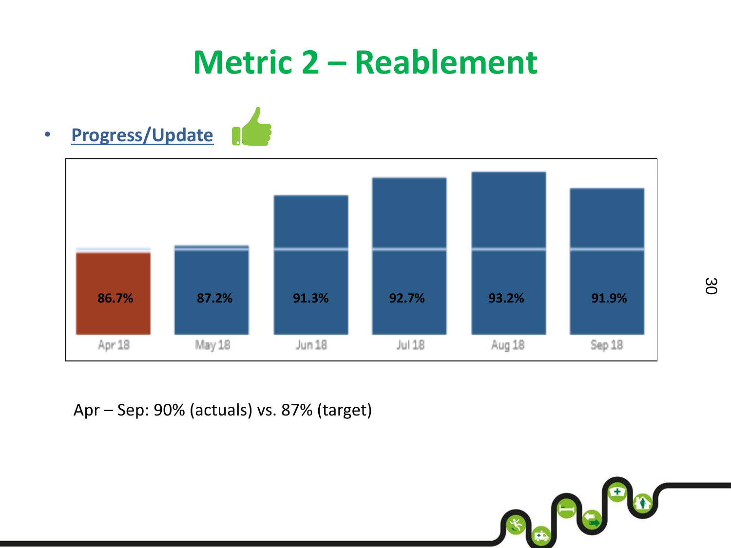# Metric 2 – Reablement

- **Progress/Update**

| Apr 18 | May 18 | Jun 18 | Jul 18 | Aug 18 | Sep 18 |
|---|---|---|---|---|---|
| 86.7% | 87.2% | 91.3% | 92.7% | 93.2% | 91.9% |

Apr – Sep: 90% (actuals) vs. 87% (target)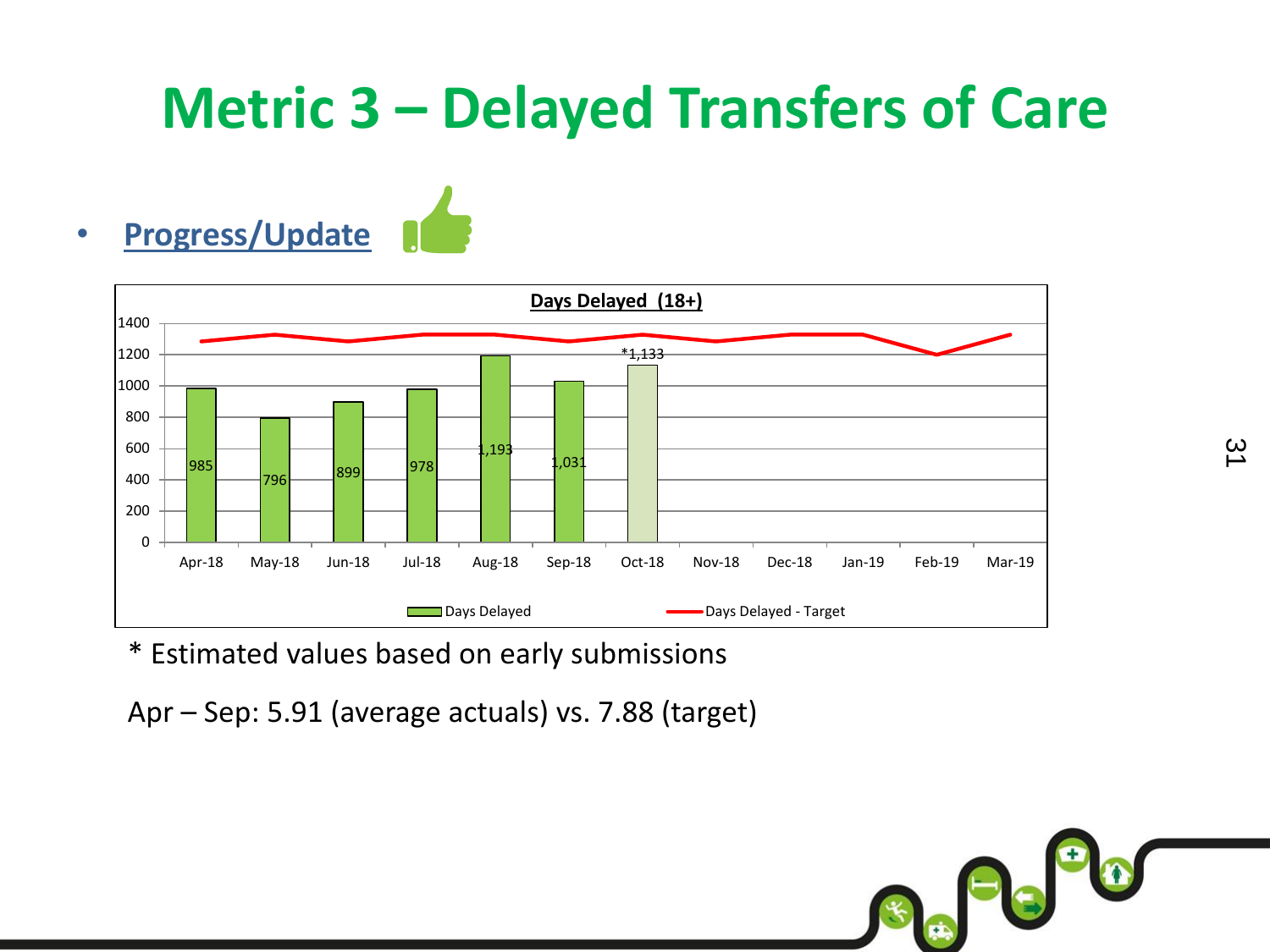# Metric 3 – Delayed Transfers of Care

- **Progress/Update**

**Days Delayed (18+)**

| Month | Days Delayed |
|---|---|
| Apr-18 | 985 |
| May-18 | 796 |
| Jun-18 | 899 |
| Jul-18 | 978 |
| Aug-18 | 1,193 |
| Sep-18 | 1,031 |
| Oct-18 | *1,133 |
| Nov-18 | |
| Dec-18 | |
| Jan-19 | |
| Feb-19 | |
| Mar-19 | |

Legend: Days Delayed; Days Delayed - Target

\* Estimated values based on early submissions

Apr – Sep: 5.91 (average actuals) vs. 7.88 (target)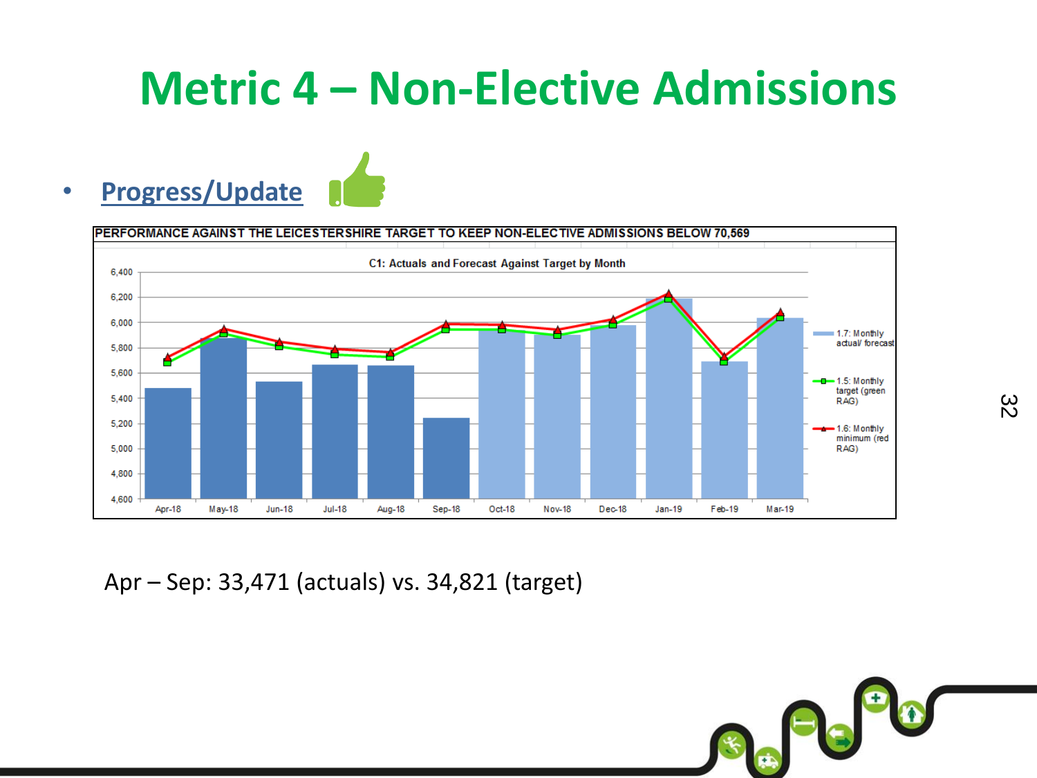# Metric 4 – Non-Elective Admissions

- **Progress/Update**

PERFORMANCE AGAINST THE LEICESTERSHIRE TARGET TO KEEP NON-ELECTIVE ADMISSIONS BELOW 70,569

C1: Actuals and Forecast Against Target by Month

Apr – Sep: 33,471 (actuals) vs. 34,821 (target)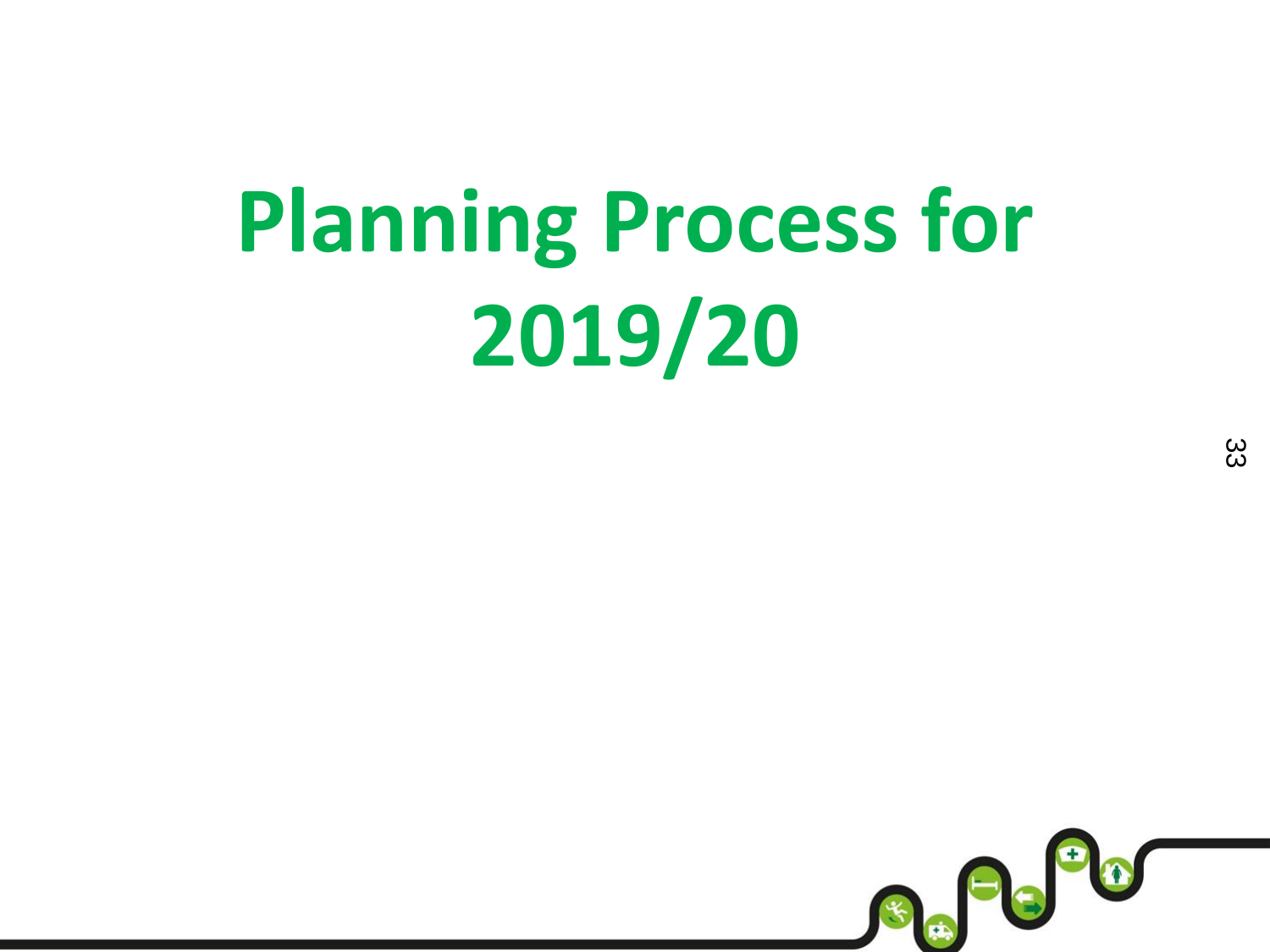# Planning Process for 2019/20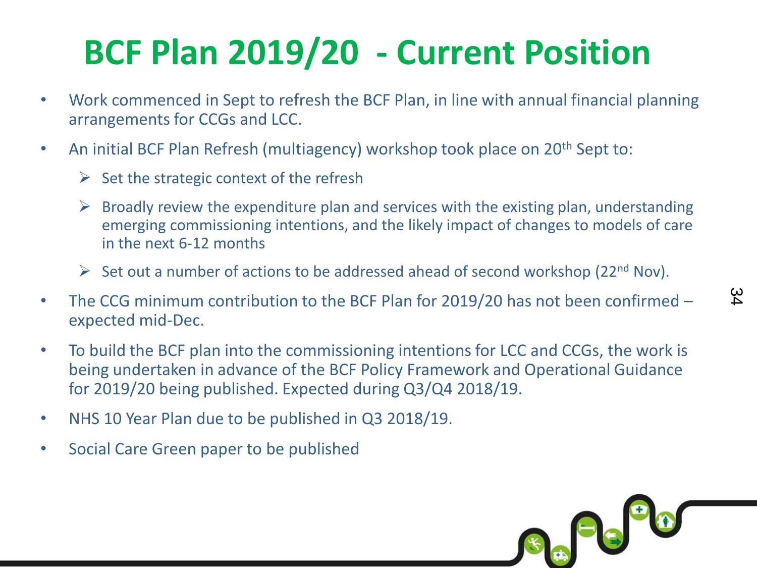# BCF Plan 2019/20 - Current Position

- Work commenced in Sept to refresh the BCF Plan, in line with annual financial planning arrangements for CCGs and LCC.
- An initial BCF Plan Refresh (multiagency) workshop took place on 20th Sept to:
  - Set the strategic context of the refresh
  - Broadly review the expenditure plan and services with the existing plan, understanding emerging commissioning intentions, and the likely impact of changes to models of care in the next 6-12 months
  - Set out a number of actions to be addressed ahead of second workshop (22nd Nov).
- The CCG minimum contribution to the BCF Plan for 2019/20 has not been confirmed – expected mid-Dec.
- To build the BCF plan into the commissioning intentions for LCC and CCGs, the work is being undertaken in advance of the BCF Policy Framework and Operational Guidance for 2019/20 being published. Expected during Q3/Q4 2018/19.
- NHS 10 Year Plan due to be published in Q3 2018/19.
- Social Care Green paper to be published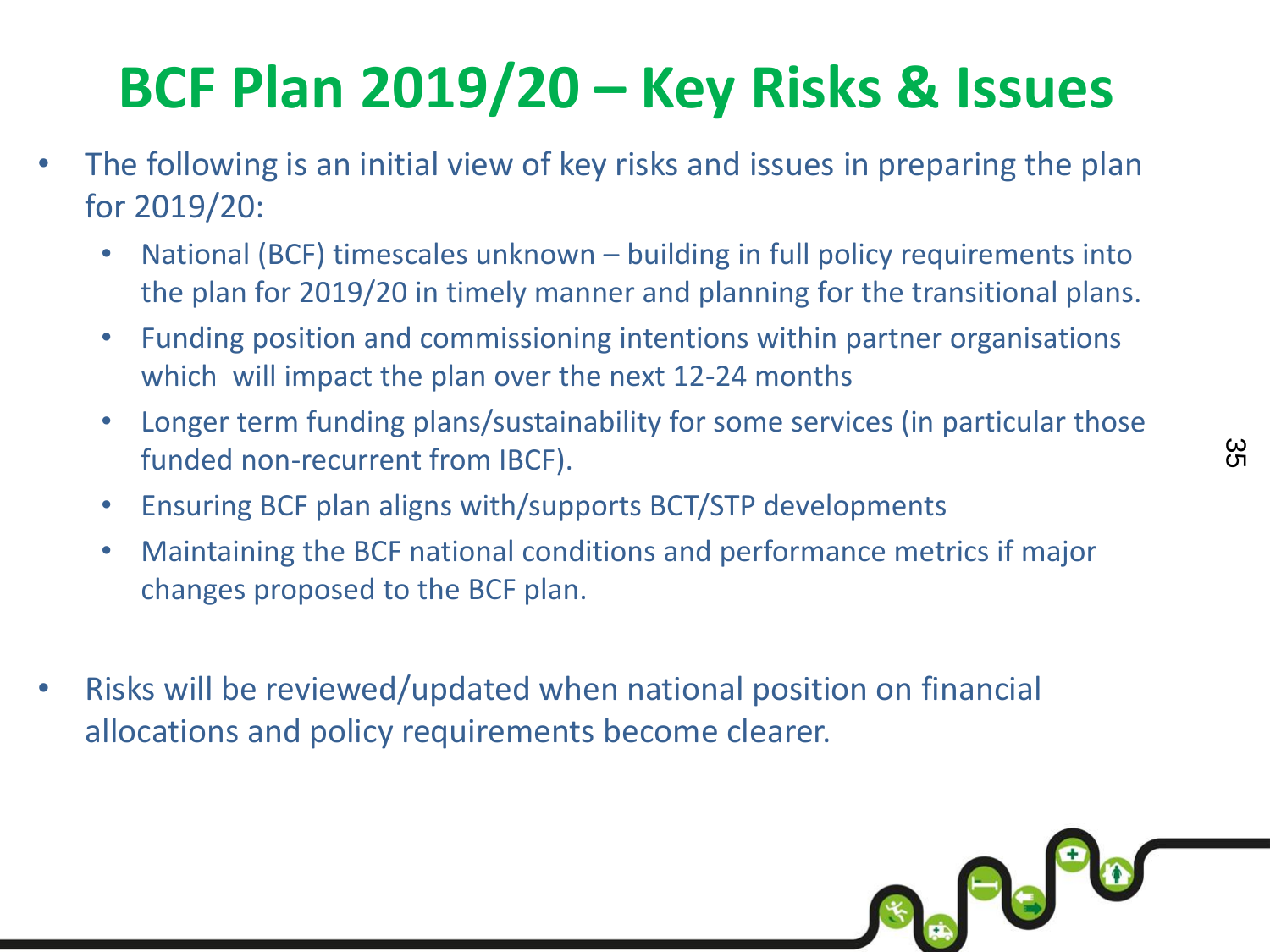# BCF Plan 2019/20 – Key Risks & Issues

- The following is an initial view of key risks and issues in preparing the plan for 2019/20:
  - National (BCF) timescales unknown – building in full policy requirements into the plan for 2019/20 in timely manner and planning for the transitional plans.
  - Funding position and commissioning intentions within partner organisations which will impact the plan over the next 12-24 months
  - Longer term funding plans/sustainability for some services (in particular those funded non-recurrent from IBCF).
  - Ensuring BCF plan aligns with/supports BCT/STP developments
  - Maintaining the BCF national conditions and performance metrics if major changes proposed to the BCF plan.

- Risks will be reviewed/updated when national position on financial allocations and policy requirements become clearer.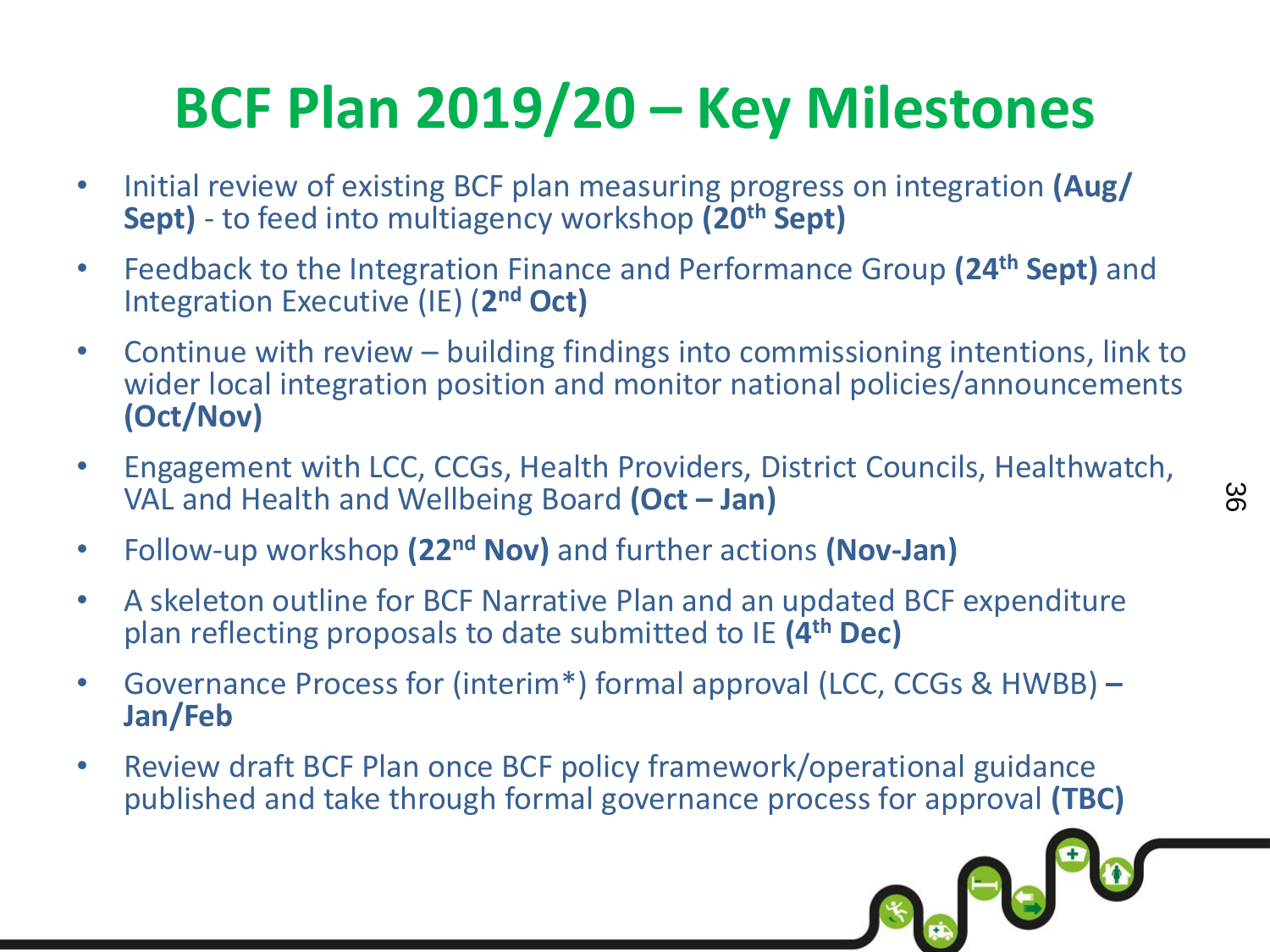# BCF Plan 2019/20 – Key Milestones

- Initial review of existing BCF plan measuring progress on integration **(Aug/ Sept)** - to feed into multiagency workshop **(20th Sept)**
- Feedback to the Integration Finance and Performance Group **(24th Sept)** and Integration Executive (IE) (**2nd Oct)**
- Continue with review – building findings into commissioning intentions, link to wider local integration position and monitor national policies/announcements **(Oct/Nov)**
- Engagement with LCC, CCGs, Health Providers, District Councils, Healthwatch, VAL and Health and Wellbeing Board **(Oct – Jan)**
- Follow-up workshop **(22nd Nov)** and further actions **(Nov-Jan)**
- A skeleton outline for BCF Narrative Plan and an updated BCF expenditure plan reflecting proposals to date submitted to IE **(4th Dec)**
- Governance Process for (interim*) formal approval (LCC, CCGs & HWBB) **– Jan/Feb**
- Review draft BCF Plan once BCF policy framework/operational guidance published and take through formal governance process for approval **(TBC)**